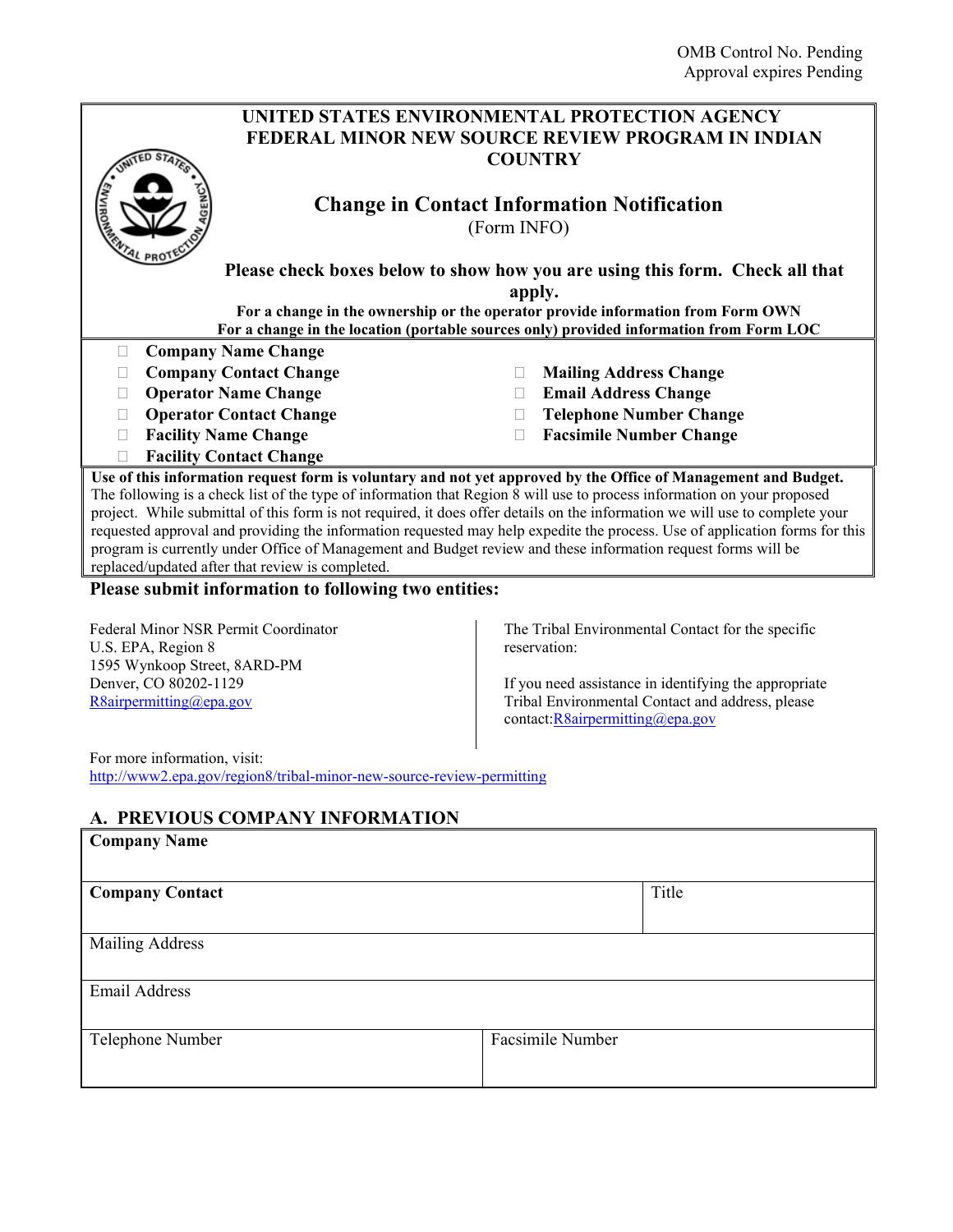OMB Control No. Pending
Approval expires Pending

# UNITED STATES ENVIRONMENTAL PROTECTION AGENCY FEDERAL MINOR NEW SOURCE REVIEW PROGRAM IN INDIAN COUNTRY

## Change in Contact Information Notification

(Form INFO)

**Please check boxes below to show how you are using this form. Check all that apply.**

**For a change in the ownership or the operator provide information from Form OWN**
**For a change in the location (portable sources only) provided information from Form LOC**

- ☐ **Company Name Change**
- ☐ **Company Contact Change**
- ☐ **Operator Name Change**
- ☐ **Operator Contact Change**
- ☐ **Facility Name Change**
- ☐ **Facility Contact Change**
- ☐ **Mailing Address Change**
- ☐ **Email Address Change**
- ☐ **Telephone Number Change**
- ☐ **Facsimile Number Change**

**Use of this information request form is voluntary and not yet approved by the Office of Management and Budget.** The following is a check list of the type of information that Region 8 will use to process information on your proposed project. While submittal of this form is not required, it does offer details on the information we will use to complete your requested approval and providing the information requested may help expedite the process. Use of application forms for this program is currently under Office of Management and Budget review and these information request forms will be replaced/updated after that review is completed.

**Please submit information to following two entities:**

Federal Minor NSR Permit Coordinator
U.S. EPA, Region 8
1595 Wynkoop Street, 8ARD-PM
Denver, CO 80202-1129
R8airpermitting@epa.gov

The Tribal Environmental Contact for the specific reservation:

If you need assistance in identifying the appropriate Tribal Environmental Contact and address, please contact:R8airpermitting@epa.gov

For more information, visit:
http://www2.epa.gov/region8/tribal-minor-new-source-review-permitting

## A. PREVIOUS COMPANY INFORMATION

| **Company Name** | |
|---|---|
| **Company Contact** | Title |
| Mailing Address | |
| Email Address | |
| Telephone Number | Facsimile Number |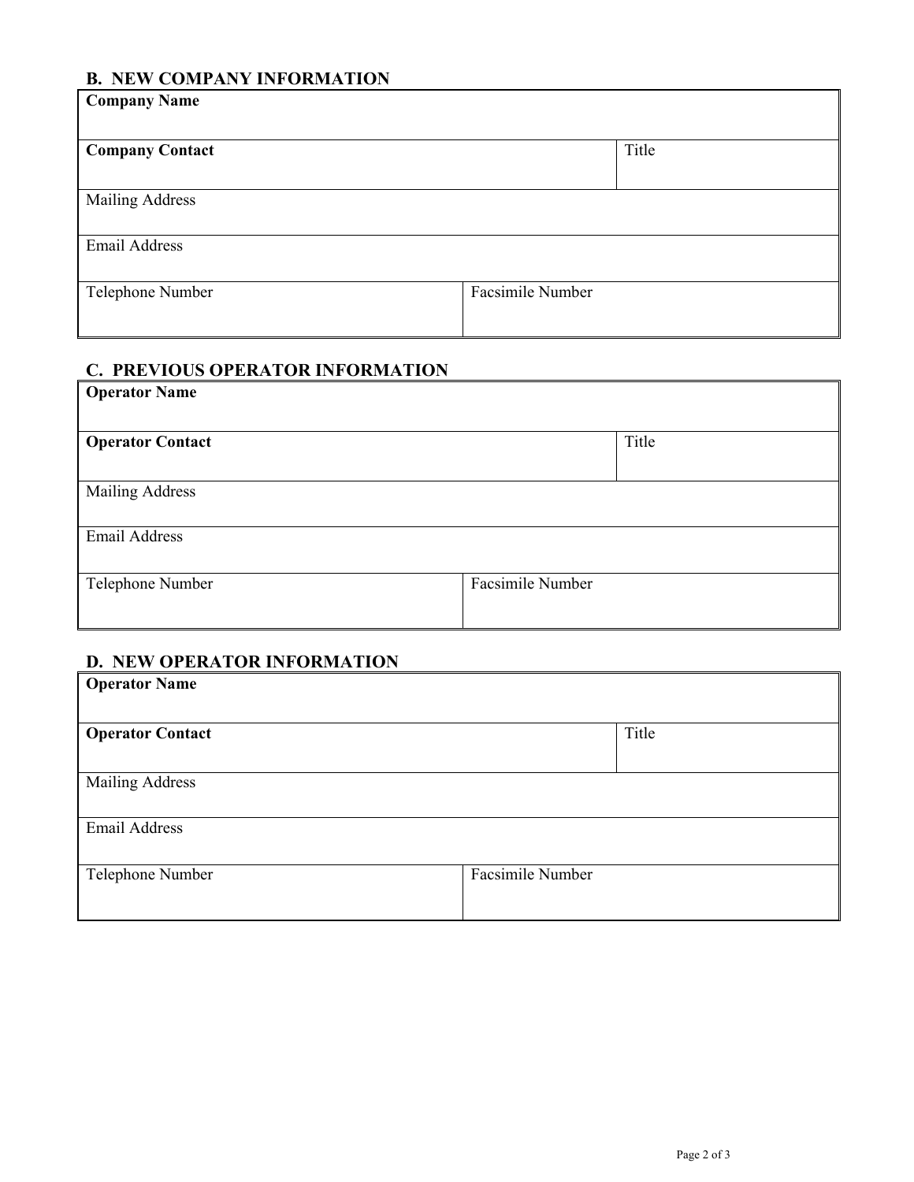## B. NEW COMPANY INFORMATION

| **Company Name** | |
|---|---|
| **Company Contact** | Title |
| Mailing Address | |
| Email Address | |
| Telephone Number | Facsimile Number |

## C. PREVIOUS OPERATOR INFORMATION

| **Operator Name** | |
|---|---|
| **Operator Contact** | Title |
| Mailing Address | |
| Email Address | |
| Telephone Number | Facsimile Number |

## D. NEW OPERATOR INFORMATION

| **Operator Name** | |
|---|---|
| **Operator Contact** | Title |
| Mailing Address | |
| Email Address | |
| Telephone Number | Facsimile Number |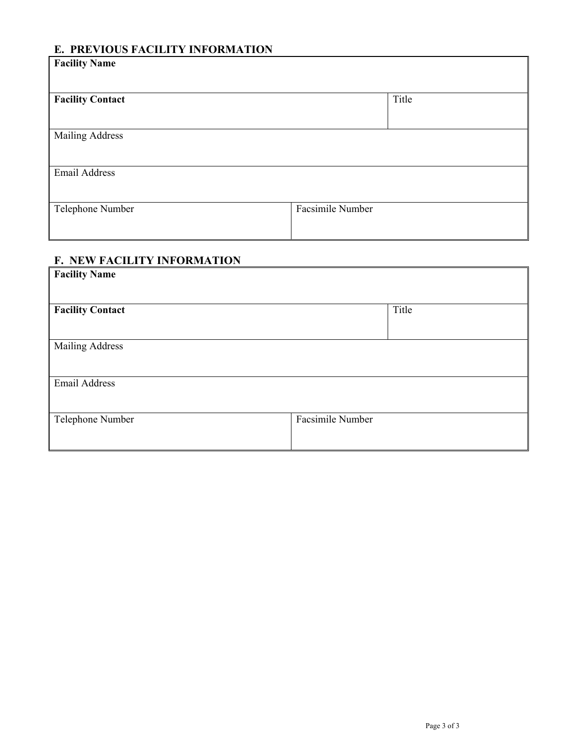## E. PREVIOUS FACILITY INFORMATION

| | |
|---|---|
| **Facility Name** | |
| **Facility Contact** | Title |
| Mailing Address | |
| Email Address | |
| Telephone Number | Facsimile Number |

## F. NEW FACILITY INFORMATION

| | |
|---|---|
| **Facility Name** | |
| **Facility Contact** | Title |
| Mailing Address | |
| Email Address | |
| Telephone Number | Facsimile Number |